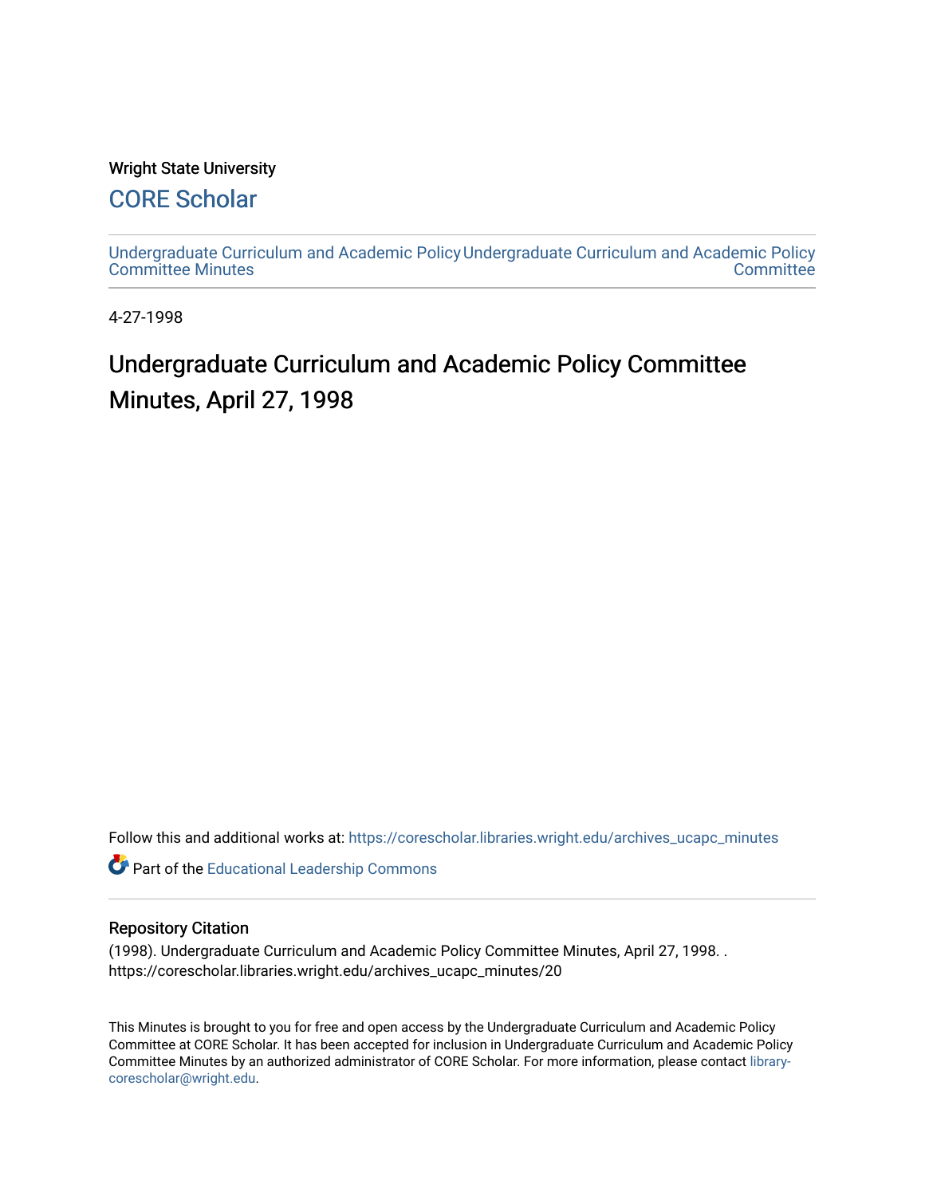Wright State University

## CORE Scholar

Undergraduate Curriculum and Academic Policy Committee Minutes

Undergraduate Curriculum and Academic Policy Committee

4-27-1998

# Undergraduate Curriculum and Academic Policy Committee Minutes, April 27, 1998

Follow this and additional works at: https://corescholar.libraries.wright.edu/archives_ucapc_minutes

Part of the Educational Leadership Commons

## Repository Citation

(1998). Undergraduate Curriculum and Academic Policy Committee Minutes, April 27, 1998. . https://corescholar.libraries.wright.edu/archives_ucapc_minutes/20

This Minutes is brought to you for free and open access by the Undergraduate Curriculum and Academic Policy Committee at CORE Scholar. It has been accepted for inclusion in Undergraduate Curriculum and Academic Policy Committee Minutes by an authorized administrator of CORE Scholar. For more information, please contact library-corescholar@wright.edu.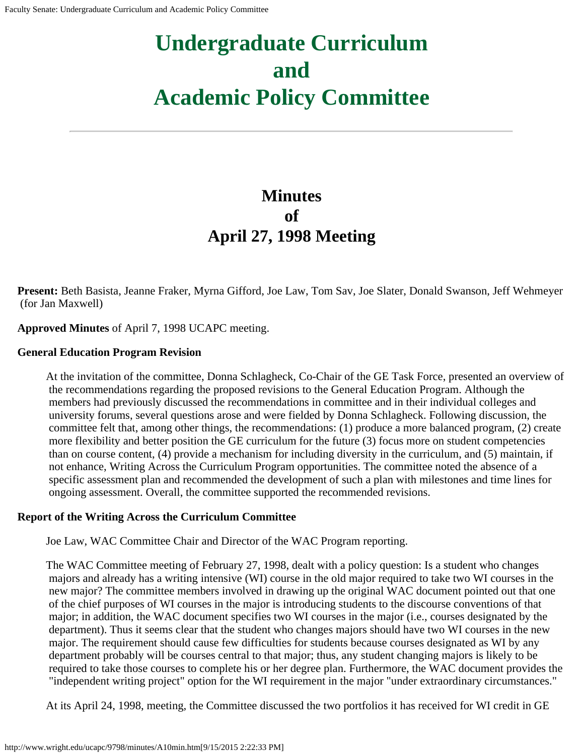# Undergraduate Curriculum and Academic Policy Committee

## Minutes of April 27, 1998 Meeting

**Present:** Beth Basista, Jeanne Fraker, Myrna Gifford, Joe Law, Tom Sav, Joe Slater, Donald Swanson, Jeff Wehmeyer (for Jan Maxwell)

**Approved Minutes** of April 7, 1998 UCAPC meeting.

**General Education Program Revision**

At the invitation of the committee, Donna Schlagheck, Co-Chair of the GE Task Force, presented an overview of the recommendations regarding the proposed revisions to the General Education Program. Although the members had previously discussed the recommendations in committee and in their individual colleges and university forums, several questions arose and were fielded by Donna Schlagheck. Following discussion, the committee felt that, among other things, the recommendations: (1) produce a more balanced program, (2) create more flexibility and better position the GE curriculum for the future (3) focus more on student competencies than on course content, (4) provide a mechanism for including diversity in the curriculum, and (5) maintain, if not enhance, Writing Across the Curriculum Program opportunities. The committee noted the absence of a specific assessment plan and recommended the development of such a plan with milestones and time lines for ongoing assessment. Overall, the committee supported the recommended revisions.

**Report of the Writing Across the Curriculum Committee**

Joe Law, WAC Committee Chair and Director of the WAC Program reporting.

The WAC Committee meeting of February 27, 1998, dealt with a policy question: Is a student who changes majors and already has a writing intensive (WI) course in the old major required to take two WI courses in the new major? The committee members involved in drawing up the original WAC document pointed out that one of the chief purposes of WI courses in the major is introducing students to the discourse conventions of that major; in addition, the WAC document specifies two WI courses in the major (i.e., courses designated by the department). Thus it seems clear that the student who changes majors should have two WI courses in the new major. The requirement should cause few difficulties for students because courses designated as WI by any department probably will be courses central to that major; thus, any student changing majors is likely to be required to take those courses to complete his or her degree plan. Furthermore, the WAC document provides the "independent writing project" option for the WI requirement in the major "under extraordinary circumstances."

At its April 24, 1998, meeting, the Committee discussed the two portfolios it has received for WI credit in GE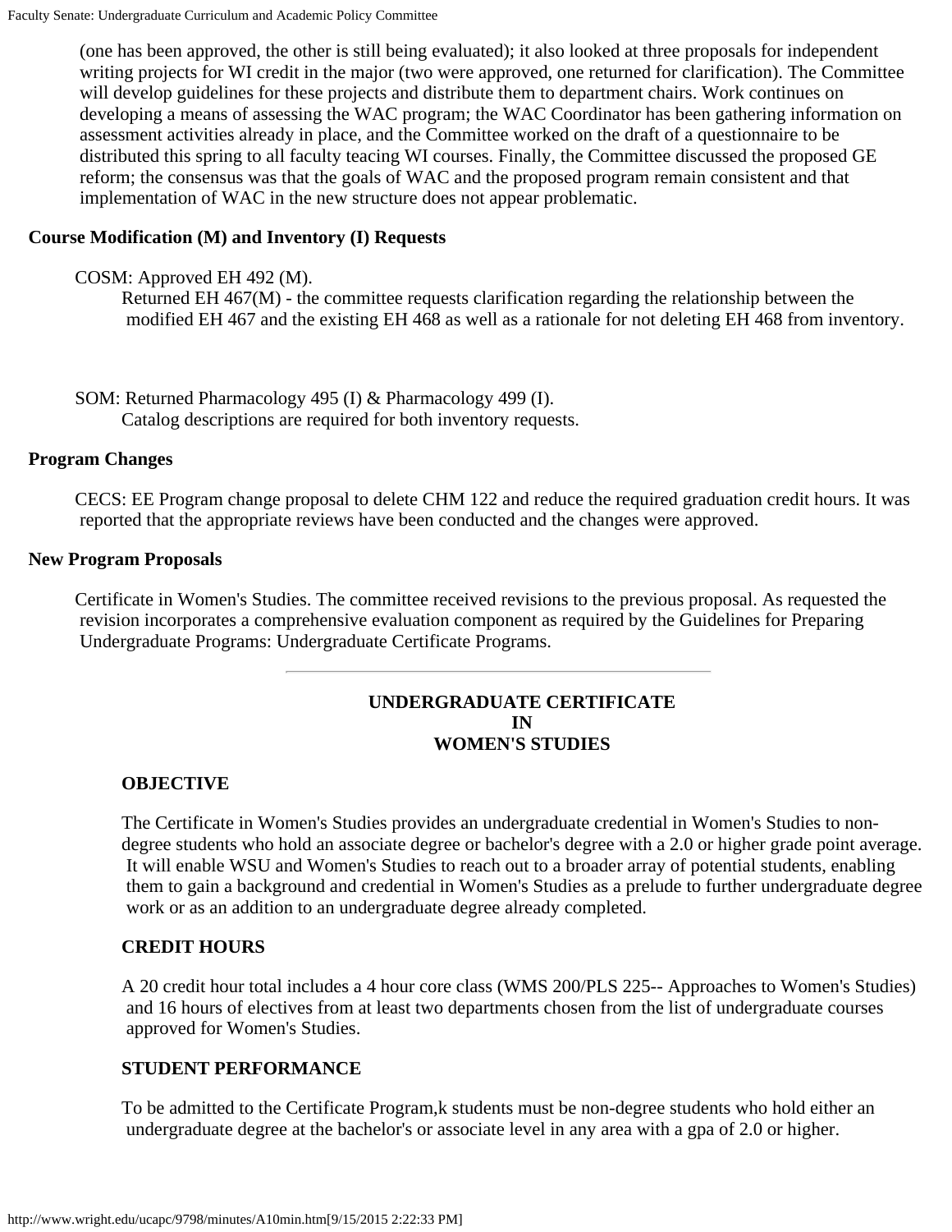(one has been approved, the other is still being evaluated); it also looked at three proposals for independent writing projects for WI credit in the major (two were approved, one returned for clarification). The Committee will develop guidelines for these projects and distribute them to department chairs. Work continues on developing a means of assessing the WAC program; the WAC Coordinator has been gathering information on assessment activities already in place, and the Committee worked on the draft of a questionnaire to be distributed this spring to all faculty teacing WI courses. Finally, the Committee discussed the proposed GE reform; the consensus was that the goals of WAC and the proposed program remain consistent and that implementation of WAC in the new structure does not appear problematic.

**Course Modification (M) and Inventory (I) Requests**

COSM: Approved EH 492 (M).
Returned EH 467(M) - the committee requests clarification regarding the relationship between the modified EH 467 and the existing EH 468 as well as a rationale for not deleting EH 468 from inventory.

SOM: Returned Pharmacology 495 (I) & Pharmacology 499 (I).
Catalog descriptions are required for both inventory requests.

**Program Changes**

CECS: EE Program change proposal to delete CHM 122 and reduce the required graduation credit hours. It was reported that the appropriate reviews have been conducted and the changes were approved.

**New Program Proposals**

Certificate in Women's Studies. The committee received revisions to the previous proposal. As requested the revision incorporates a comprehensive evaluation component as required by the Guidelines for Preparing Undergraduate Programs: Undergraduate Certificate Programs.

---

## UNDERGRADUATE CERTIFICATE IN WOMEN'S STUDIES

**OBJECTIVE**

The Certificate in Women's Studies provides an undergraduate credential in Women's Studies to non-degree students who hold an associate degree or bachelor's degree with a 2.0 or higher grade point average. It will enable WSU and Women's Studies to reach out to a broader array of potential students, enabling them to gain a background and credential in Women's Studies as a prelude to further undergraduate degree work or as an addition to an undergraduate degree already completed.

**CREDIT HOURS**

A 20 credit hour total includes a 4 hour core class (WMS 200/PLS 225-- Approaches to Women's Studies) and 16 hours of electives from at least two departments chosen from the list of undergraduate courses approved for Women's Studies.

**STUDENT PERFORMANCE**

To be admitted to the Certificate Program,k students must be non-degree students who hold either an undergraduate degree at the bachelor's or associate level in any area with a gpa of 2.0 or higher.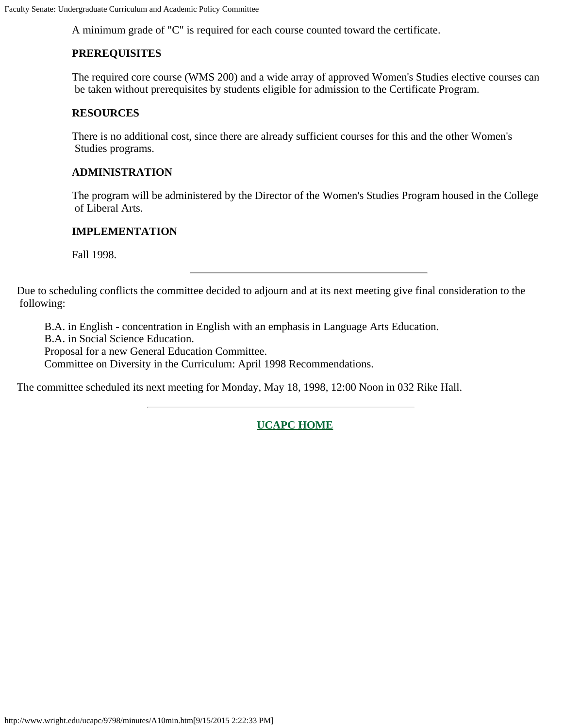A minimum grade of "C" is required for each course counted toward the certificate.

**PREREQUISITES**

The required core course (WMS 200) and a wide array of approved Women's Studies elective courses can be taken without prerequisites by students eligible for admission to the Certificate Program.

**RESOURCES**

There is no additional cost, since there are already sufficient courses for this and the other Women's Studies programs.

**ADMINISTRATION**

The program will be administered by the Director of the Women's Studies Program housed in the College of Liberal Arts.

**IMPLEMENTATION**

Fall 1998.

---

Due to scheduling conflicts the committee decided to adjourn and at its next meeting give final consideration to the following:

B.A. in English - concentration in English with an emphasis in Language Arts Education.
B.A. in Social Science Education.
Proposal for a new General Education Committee.
Committee on Diversity in the Curriculum: April 1998 Recommendations.

The committee scheduled its next meeting for Monday, May 18, 1998, 12:00 Noon in 032 Rike Hall.

---

**UCAPC HOME**